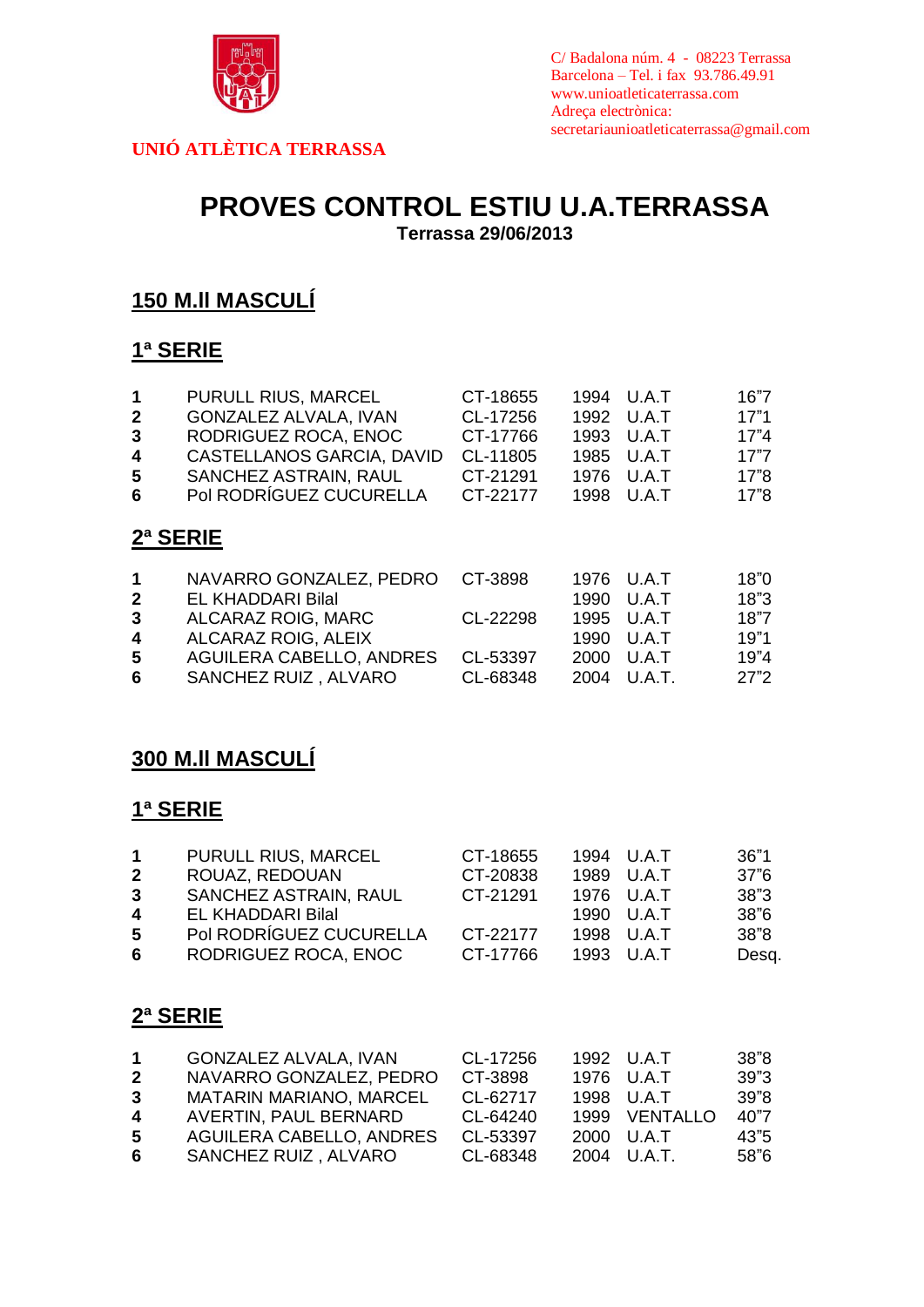**UNIÓ ATLÈTICA TERRASSA**

C/ Badalona núm. 4 - 08223 Terrassa
Barcelona – Tel. i fax 93.786.49.91
www.unioatleticaterrassa.com
Adreça electrònica:
secretariaunioatleticaterrassa@gmail.com

# PROVES CONTROL ESTIU U.A.TERRASSA

**Terrassa 29/06/2013**

## 150 M.ll MASCULÍ

### 1ª SERIE

| | | | | | |
|---|---|---|---|---|---|
| **1** | PURULL RIUS, MARCEL | CT-18655 | 1994 | U.A.T | 16"7 |
| **2** | GONZALEZ ALVALA, IVAN | CL-17256 | 1992 | U.A.T | 17"1 |
| **3** | RODRIGUEZ ROCA, ENOC | CT-17766 | 1993 | U.A.T | 17"4 |
| **4** | CASTELLANOS GARCIA, DAVID | CL-11805 | 1985 | U.A.T | 17"7 |
| **5** | SANCHEZ ASTRAIN, RAUL | CT-21291 | 1976 | U.A.T | 17"8 |
| **6** | Pol RODRÍGUEZ CUCURELLA | CT-22177 | 1998 | U.A.T | 17"8 |

### 2ª SERIE

| | | | | | |
|---|---|---|---|---|---|
| **1** | NAVARRO GONZALEZ, PEDRO | CT-3898 | 1976 | U.A.T | 18"0 |
| **2** | EL KHADDARI Bilal | | 1990 | U.A.T | 18"3 |
| **3** | ALCARAZ ROIG, MARC | CL-22298 | 1995 | U.A.T | 18"7 |
| **4** | ALCARAZ ROIG, ALEIX | | 1990 | U.A.T | 19"1 |
| **5** | AGUILERA CABELLO, ANDRES | CL-53397 | 2000 | U.A.T | 19"4 |
| **6** | SANCHEZ RUIZ , ALVARO | CL-68348 | 2004 | U.A.T. | 27"2 |

## 300 M.ll MASCULÍ

### 1ª SERIE

| | | | | | |
|---|---|---|---|---|---|
| **1** | PURULL RIUS, MARCEL | CT-18655 | 1994 | U.A.T | 36"1 |
| **2** | ROUAZ, REDOUAN | CT-20838 | 1989 | U.A.T | 37"6 |
| **3** | SANCHEZ ASTRAIN, RAUL | CT-21291 | 1976 | U.A.T | 38"3 |
| **4** | EL KHADDARI Bilal | | 1990 | U.A.T | 38"6 |
| **5** | Pol RODRÍGUEZ CUCURELLA | CT-22177 | 1998 | U.A.T | 38"8 |
| **6** | RODRIGUEZ ROCA, ENOC | CT-17766 | 1993 | U.A.T | Desq. |

### 2ª SERIE

| | | | | | |
|---|---|---|---|---|---|
| **1** | GONZALEZ ALVALA, IVAN | CL-17256 | 1992 | U.A.T | 38"8 |
| **2** | NAVARRO GONZALEZ, PEDRO | CT-3898 | 1976 | U.A.T | 39"3 |
| **3** | MATARIN MARIANO, MARCEL | CL-62717 | 1998 | U.A.T | 39"8 |
| **4** | AVERTIN, PAUL BERNARD | CL-64240 | 1999 | VENTALLO | 40"7 |
| **5** | AGUILERA CABELLO, ANDRES | CL-53397 | 2000 | U.A.T | 43"5 |
| **6** | SANCHEZ RUIZ , ALVARO | CL-68348 | 2004 | U.A.T. | 58"6 |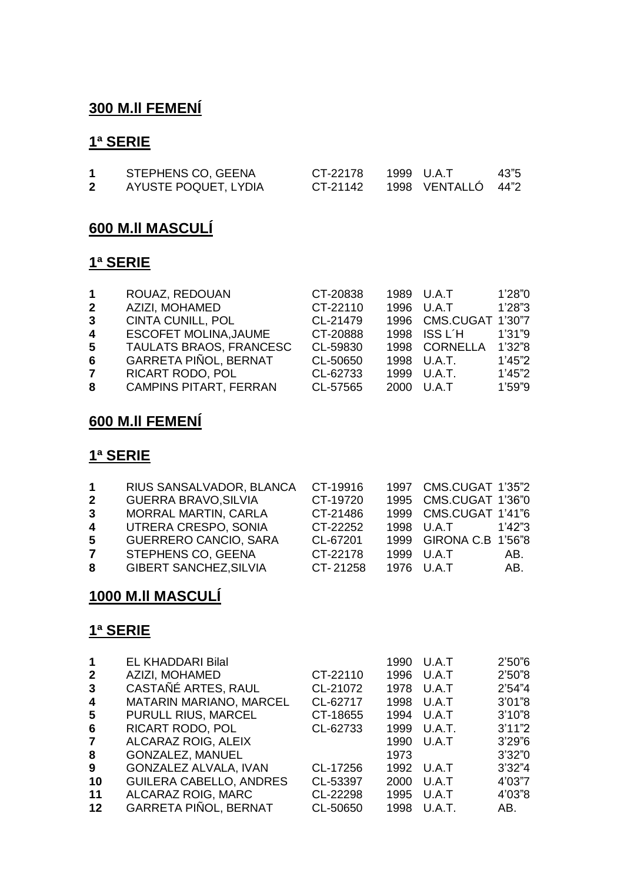## 300 M.ll FEMENÍ

### 1ª SERIE

| | | | | | |
|---|---|---|---|---|---|
| 1 | STEPHENS CO, GEENA | CT-22178 | 1999 | U.A.T | 43"5 |
| 2 | AYUSTE POQUET, LYDIA | CT-21142 | 1998 | VENTALLÓ | 44"2 |

## 600 M.ll MASCULÍ

### 1ª SERIE

| | | | | | |
|---|---|---|---|---|---|
| 1 | ROUAZ, REDOUAN | CT-20838 | 1989 | U.A.T | 1'28"0 |
| 2 | AZIZI, MOHAMED | CT-22110 | 1996 | U.A.T | 1'28"3 |
| 3 | CINTA CUNILL, POL | CL-21479 | 1996 | CMS.CUGAT | 1'30"7 |
| 4 | ESCOFET MOLINA,JAUME | CT-20888 | 1998 | ISS L´H | 1'31"9 |
| 5 | TAULATS BRAOS, FRANCESC | CL-59830 | 1998 | CORNELLA | 1'32"8 |
| 6 | GARRETA PIÑOL, BERNAT | CL-50650 | 1998 | U.A.T. | 1'45"2 |
| 7 | RICART RODO, POL | CL-62733 | 1999 | U.A.T. | 1'45"2 |
| 8 | CAMPINS PITART, FERRAN | CL-57565 | 2000 | U.A.T | 1'59"9 |

## 600 M.ll FEMENÍ

### 1ª SERIE

| | | | | | |
|---|---|---|---|---|---|
| 1 | RIUS SANSALVADOR, BLANCA | CT-19916 | 1997 | CMS.CUGAT | 1'35"2 |
| 2 | GUERRA BRAVO,SILVIA | CT-19720 | 1995 | CMS.CUGAT | 1'36"0 |
| 3 | MORRAL MARTIN, CARLA | CT-21486 | 1999 | CMS.CUGAT | 1'41"6 |
| 4 | UTRERA CRESPO, SONIA | CT-22252 | 1998 | U.A.T | 1'42"3 |
| 5 | GUERRERO CANCIO, SARA | CL-67201 | 1999 | GIRONA C.B | 1'56"8 |
| 7 | STEPHENS CO, GEENA | CT-22178 | 1999 | U.A.T | AB. |
| 8 | GIBERT SANCHEZ,SILVIA | CT- 21258 | 1976 | U.A.T | AB. |

## 1000 M.ll MASCULÍ

### 1ª SERIE

| | | | | | |
|---|---|---|---|---|---|
| 1 | EL KHADDARI Bilal | | 1990 | U.A.T | 2'50"6 |
| 2 | AZIZI, MOHAMED | CT-22110 | 1996 | U.A.T | 2'50"8 |
| 3 | CASTAÑÉ ARTES, RAUL | CL-21072 | 1978 | U.A.T | 2'54"4 |
| 4 | MATARIN MARIANO, MARCEL | CL-62717 | 1998 | U.A.T | 3'01"8 |
| 5 | PURULL RIUS, MARCEL | CT-18655 | 1994 | U.A.T | 3'10"8 |
| 6 | RICART RODO, POL | CL-62733 | 1999 | U.A.T. | 3'11"2 |
| 7 | ALCARAZ ROIG, ALEIX | | 1990 | U.A.T | 3'29"6 |
| 8 | GONZALEZ, MANUEL | | 1973 | | 3'32"0 |
| 9 | GONZALEZ ALVALA, IVAN | CL-17256 | 1992 | U.A.T | 3'32"4 |
| 10 | GUILERA CABELLO, ANDRES | CL-53397 | 2000 | U.A.T | 4'03"7 |
| 11 | ALCARAZ ROIG, MARC | CL-22298 | 1995 | U.A.T | 4'03"8 |
| 12 | GARRETA PIÑOL, BERNAT | CL-50650 | 1998 | U.A.T. | AB. |